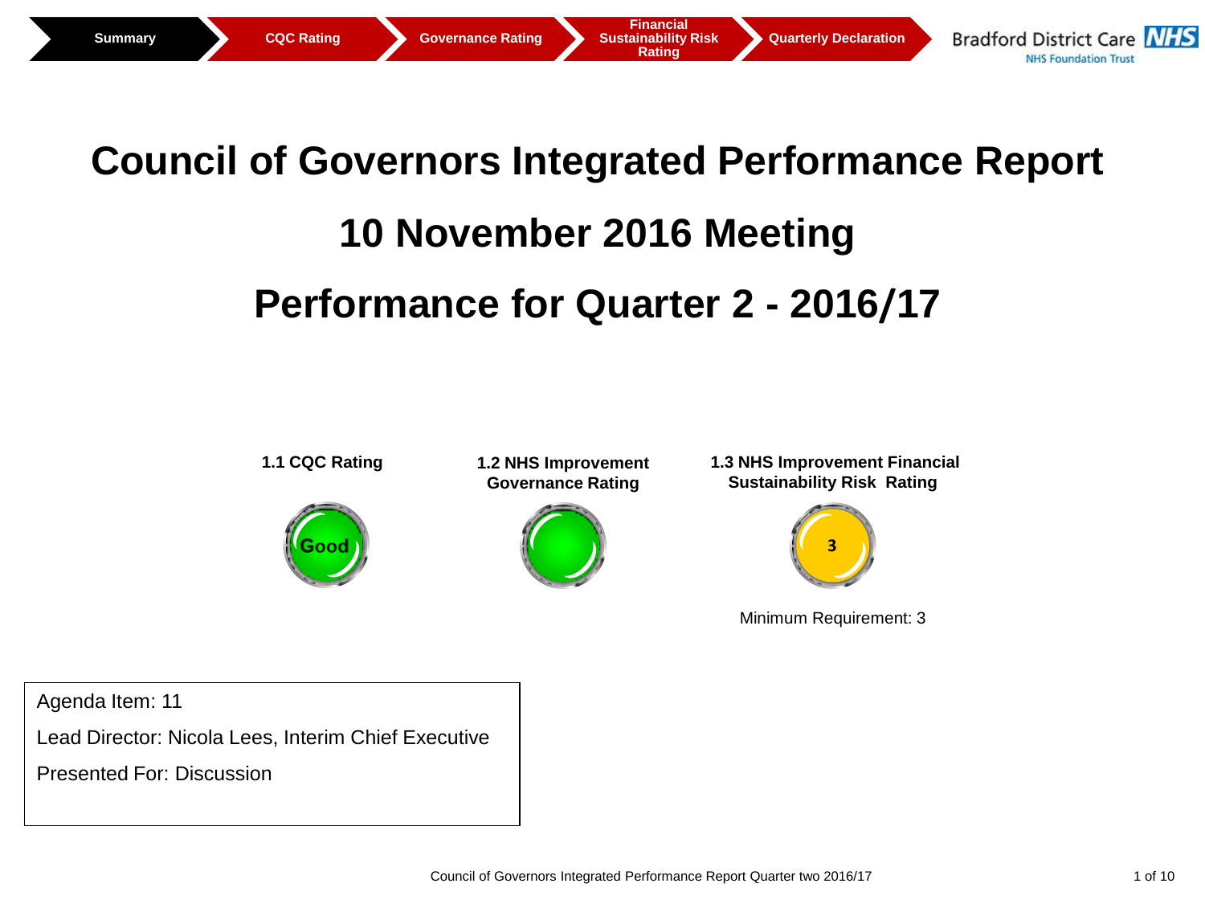Summary | CQC Rating | Governance Rating | Financial Sustainability Risk Rating | Quarterly Declaration

Bradford District Care NHS Foundation Trust

# Council of Governors Integrated Performance Report

# 10 November 2016 Meeting

# Performance for Quarter 2 - 2016/17

| 1.1 CQC Rating | 1.2 NHS Improvement Governance Rating | 1.3 NHS Improvement Financial Sustainability Risk Rating |
|---|---|---|
| Good | | 3 |
| | | Minimum Requirement: 3 |

Agenda Item: 11

Lead Director: Nicola Lees, Interim Chief Executive

Presented For: Discussion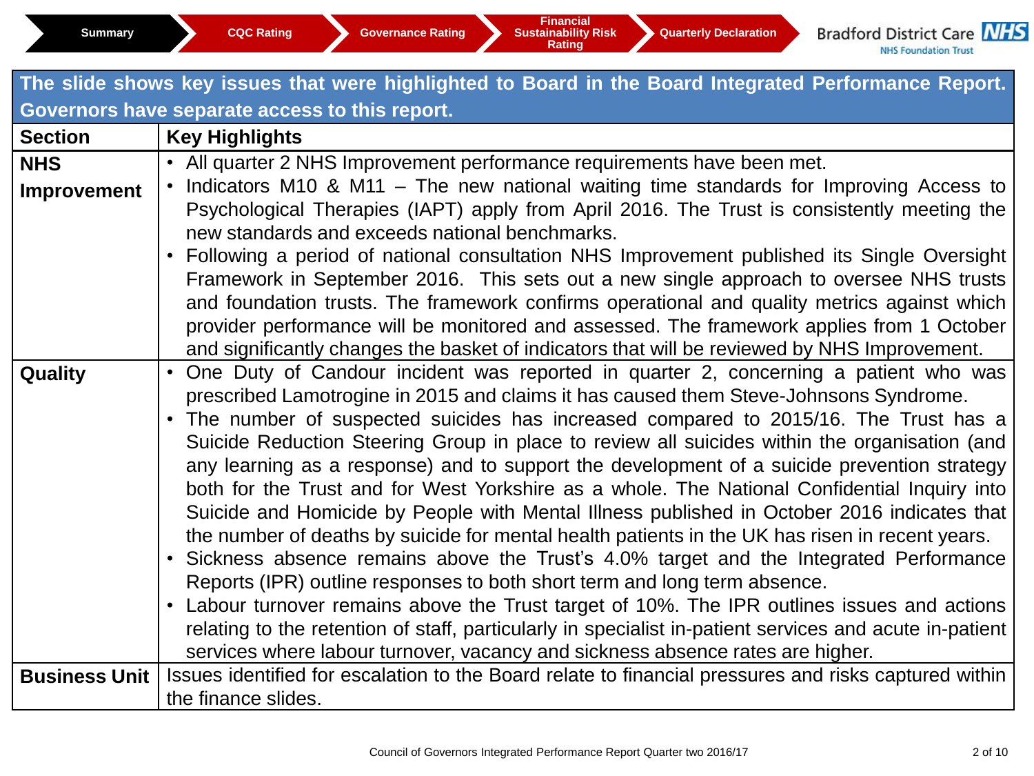Summary | CQC Rating | Governance Rating | Financial Sustainability Risk Rating | Quarterly Declaration

**The slide shows key issues that were highlighted to Board in the Board Integrated Performance Report. Governors have separate access to this report.**

| Section | Key Highlights |
|---|---|
| **NHS Improvement** | • All quarter 2 NHS Improvement performance requirements have been met.<br>• Indicators M10 & M11 – The new national waiting time standards for Improving Access to Psychological Therapies (IAPT) apply from April 2016. The Trust is consistently meeting the new standards and exceeds national benchmarks.<br>• Following a period of national consultation NHS Improvement published its Single Oversight Framework in September 2016. This sets out a new single approach to oversee NHS trusts and foundation trusts. The framework confirms operational and quality metrics against which provider performance will be monitored and assessed. The framework applies from 1 October and significantly changes the basket of indicators that will be reviewed by NHS Improvement. |
| **Quality** | • One Duty of Candour incident was reported in quarter 2, concerning a patient who was prescribed Lamotrogine in 2015 and claims it has caused them Steve-Johnsons Syndrome.<br>• The number of suspected suicides has increased compared to 2015/16. The Trust has a Suicide Reduction Steering Group in place to review all suicides within the organisation (and any learning as a response) and to support the development of a suicide prevention strategy both for the Trust and for West Yorkshire as a whole. The National Confidential Inquiry into Suicide and Homicide by People with Mental Illness published in October 2016 indicates that the number of deaths by suicide for mental health patients in the UK has risen in recent years.<br>• Sickness absence remains above the Trust's 4.0% target and the Integrated Performance Reports (IPR) outline responses to both short term and long term absence.<br>• Labour turnover remains above the Trust target of 10%. The IPR outlines issues and actions relating to the retention of staff, particularly in specialist in-patient services and acute in-patient services where labour turnover, vacancy and sickness absence rates are higher. |
| **Business Unit** | Issues identified for escalation to the Board relate to financial pressures and risks captured within the finance slides. |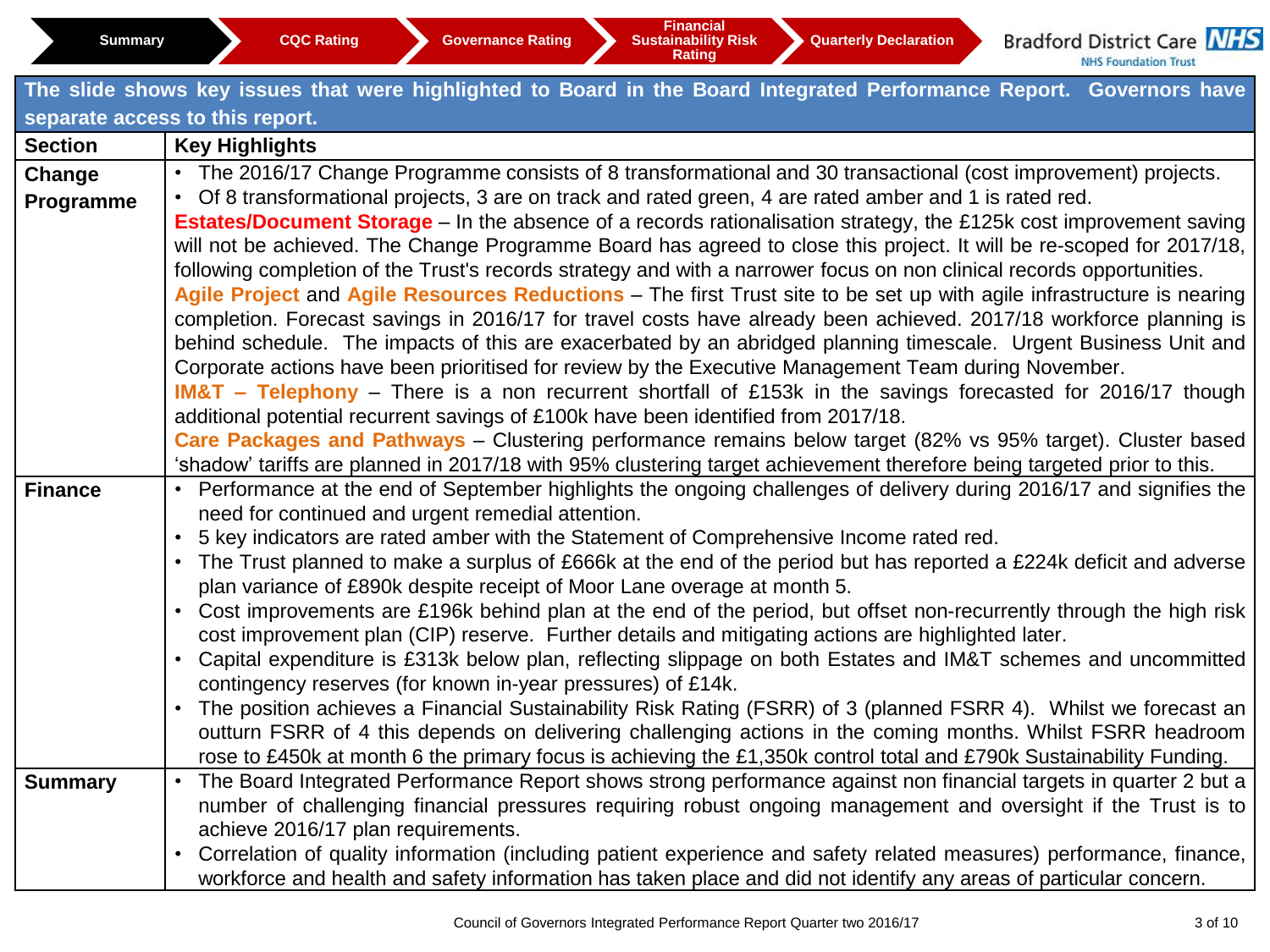Summary | CQC Rating | Governance Rating | Financial Sustainability Risk Rating | Quarterly Declaration

Bradford District Care NHS Foundation Trust

**The slide shows key issues that were highlighted to Board in the Board Integrated Performance Report. Governors have separate access to this report.**

| Section | Key Highlights |
|---|---|
| **Change Programme** | • The 2016/17 Change Programme consists of 8 transformational and 30 transactional (cost improvement) projects.<br>• Of 8 transformational projects, 3 are on track and rated green, 4 are rated amber and 1 is rated red.<br>**Estates/Document Storage** – In the absence of a records rationalisation strategy, the £125k cost improvement saving will not be achieved. The Change Programme Board has agreed to close this project. It will be re-scoped for 2017/18, following completion of the Trust's records strategy and with a narrower focus on non clinical records opportunities.<br>**Agile Project** and **Agile Resources Reductions** – The first Trust site to be set up with agile infrastructure is nearing completion. Forecast savings in 2016/17 for travel costs have already been achieved. 2017/18 workforce planning is behind schedule. The impacts of this are exacerbated by an abridged planning timescale. Urgent Business Unit and Corporate actions have been prioritised for review by the Executive Management Team during November.<br>**IM&T – Telephony** – There is a non recurrent shortfall of £153k in the savings forecasted for 2016/17 though additional potential recurrent savings of £100k have been identified from 2017/18.<br>**Care Packages and Pathways** – Clustering performance remains below target (82% vs 95% target). Cluster based 'shadow' tariffs are planned in 2017/18 with 95% clustering target achievement therefore being targeted prior to this. |
| **Finance** | • Performance at the end of September highlights the ongoing challenges of delivery during 2016/17 and signifies the need for continued and urgent remedial attention.<br>• 5 key indicators are rated amber with the Statement of Comprehensive Income rated red.<br>• The Trust planned to make a surplus of £666k at the end of the period but has reported a £224k deficit and adverse plan variance of £890k despite receipt of Moor Lane overage at month 5.<br>• Cost improvements are £196k behind plan at the end of the period, but offset non-recurrently through the high risk cost improvement plan (CIP) reserve. Further details and mitigating actions are highlighted later.<br>• Capital expenditure is £313k below plan, reflecting slippage on both Estates and IM&T schemes and uncommitted contingency reserves (for known in-year pressures) of £14k.<br>• The position achieves a Financial Sustainability Risk Rating (FSRR) of 3 (planned FSRR 4). Whilst we forecast an outturn FSRR of 4 this depends on delivering challenging actions in the coming months. Whilst FSRR headroom rose to £450k at month 6 the primary focus is achieving the £1,350k control total and £790k Sustainability Funding. |
| **Summary** | • The Board Integrated Performance Report shows strong performance against non financial targets in quarter 2 but a number of challenging financial pressures requiring robust ongoing management and oversight if the Trust is to achieve 2016/17 plan requirements.<br>• Correlation of quality information (including patient experience and safety related measures) performance, finance, workforce and health and safety information has taken place and did not identify any areas of particular concern. |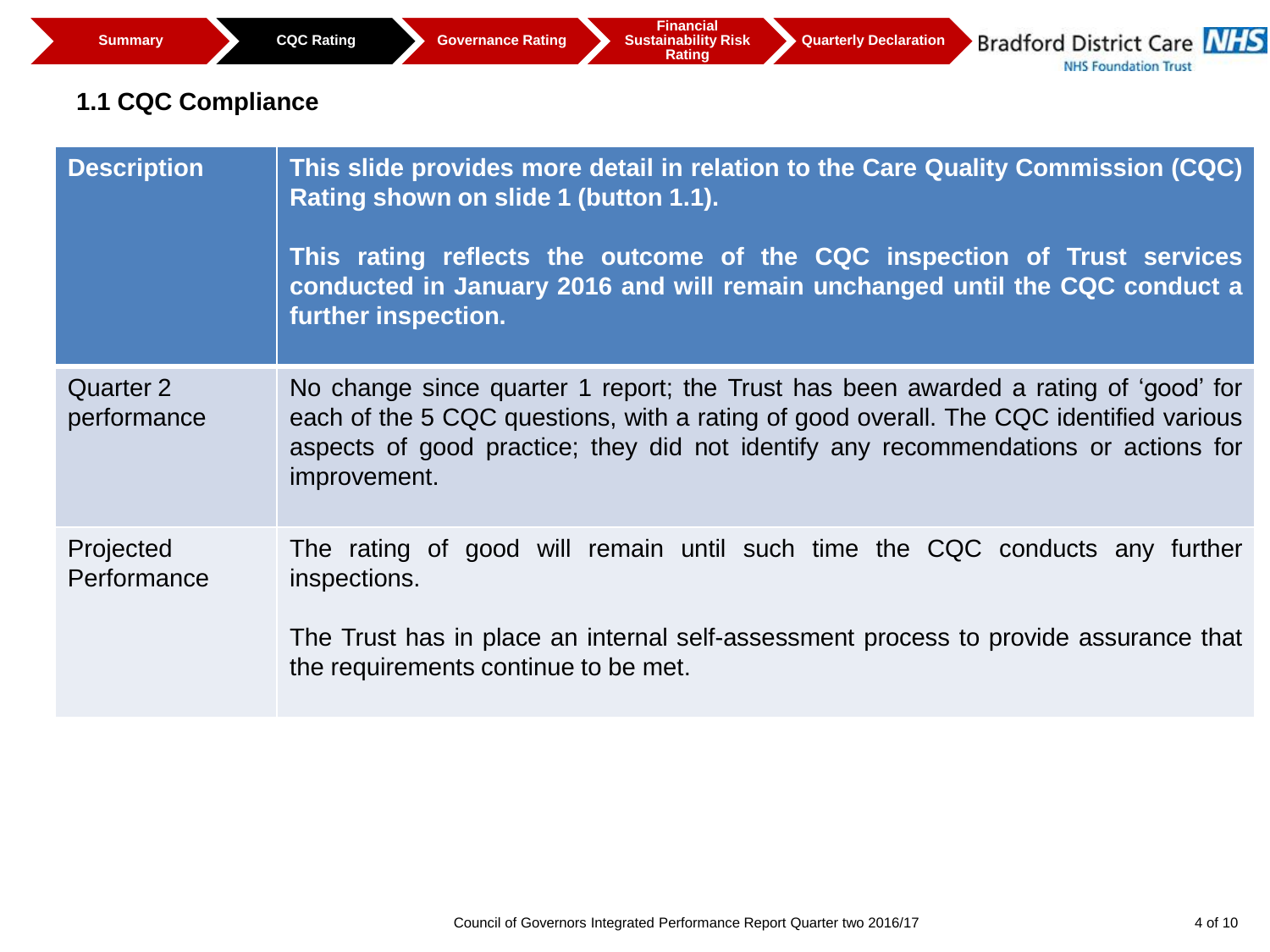Summary | CQC Rating | Governance Rating | Financial Sustainability Risk Rating | Quarterly Declaration

Bradford District Care NHS Foundation Trust

## 1.1 CQC Compliance

| Description | This slide provides more detail in relation to the Care Quality Commission (CQC) Rating shown on slide 1 (button 1.1).<br><br>This rating reflects the outcome of the CQC inspection of Trust services conducted in January 2016 and will remain unchanged until the CQC conduct a further inspection. |
|---|---|
| Quarter 2 performance | No change since quarter 1 report; the Trust has been awarded a rating of 'good' for each of the 5 CQC questions, with a rating of good overall. The CQC identified various aspects of good practice; they did not identify any recommendations or actions for improvement. |
| Projected Performance | The rating of good will remain until such time the CQC conducts any further inspections.<br><br>The Trust has in place an internal self-assessment process to provide assurance that the requirements continue to be met. |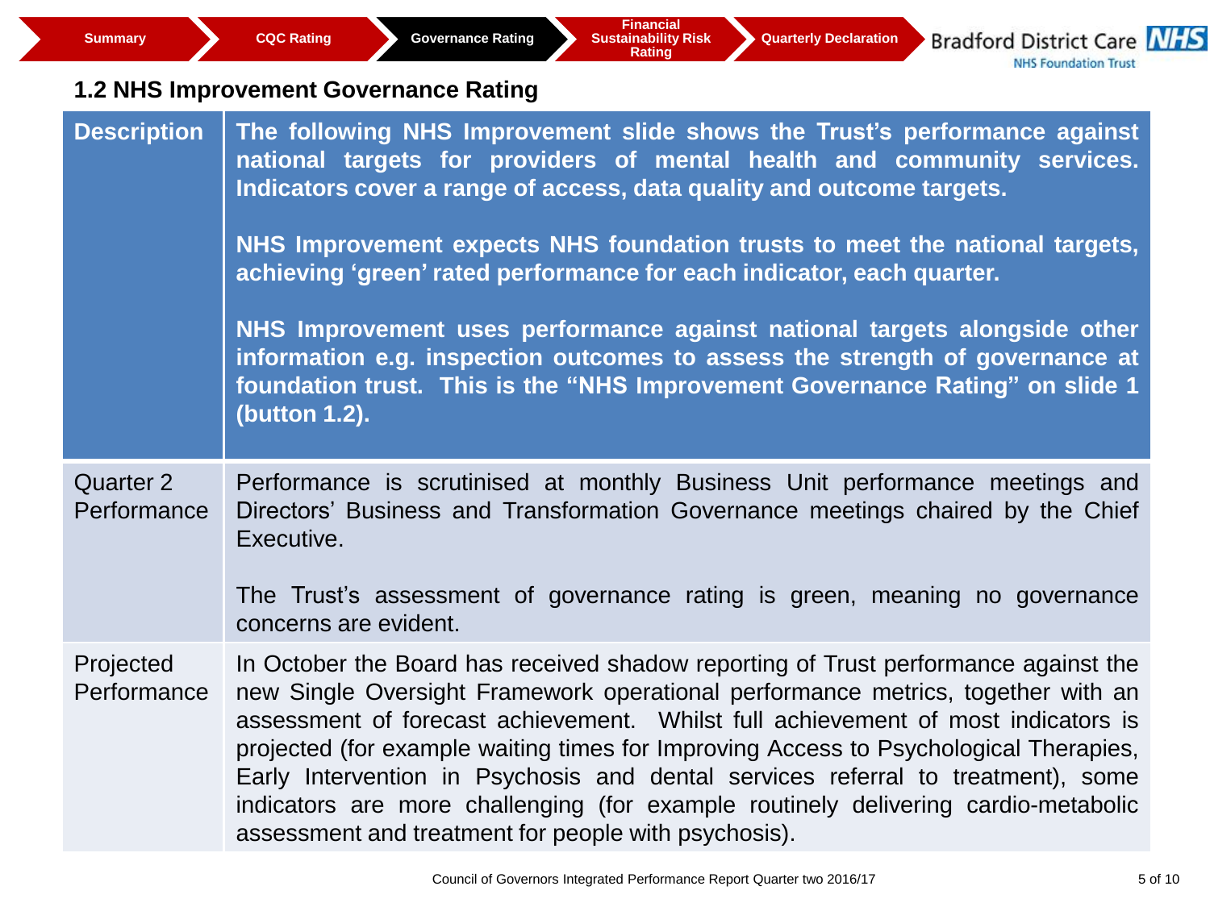Summary | CQC Rating | Governance Rating | Financial Sustainability Risk Rating | Quarterly Declaration

Bradford District Care NHS Foundation Trust

## 1.2 NHS Improvement Governance Rating

| | |
|---|---|
| **Description** | **The following NHS Improvement slide shows the Trust's performance against national targets for providers of mental health and community services. Indicators cover a range of access, data quality and outcome targets.**<br><br>**NHS Improvement expects NHS foundation trusts to meet the national targets, achieving 'green' rated performance for each indicator, each quarter.**<br><br>**NHS Improvement uses performance against national targets alongside other information e.g. inspection outcomes to assess the strength of governance at foundation trust. This is the "NHS Improvement Governance Rating" on slide 1 (button 1.2).** |
| Quarter 2 Performance | Performance is scrutinised at monthly Business Unit performance meetings and Directors' Business and Transformation Governance meetings chaired by the Chief Executive.<br><br>The Trust's assessment of governance rating is green, meaning no governance concerns are evident. |
| Projected Performance | In October the Board has received shadow reporting of Trust performance against the new Single Oversight Framework operational performance metrics, together with an assessment of forecast achievement. Whilst full achievement of most indicators is projected (for example waiting times for Improving Access to Psychological Therapies, Early Intervention in Psychosis and dental services referral to treatment), some indicators are more challenging (for example routinely delivering cardio-metabolic assessment and treatment for people with psychosis). |

Council of Governors Integrated Performance Report Quarter two 2016/17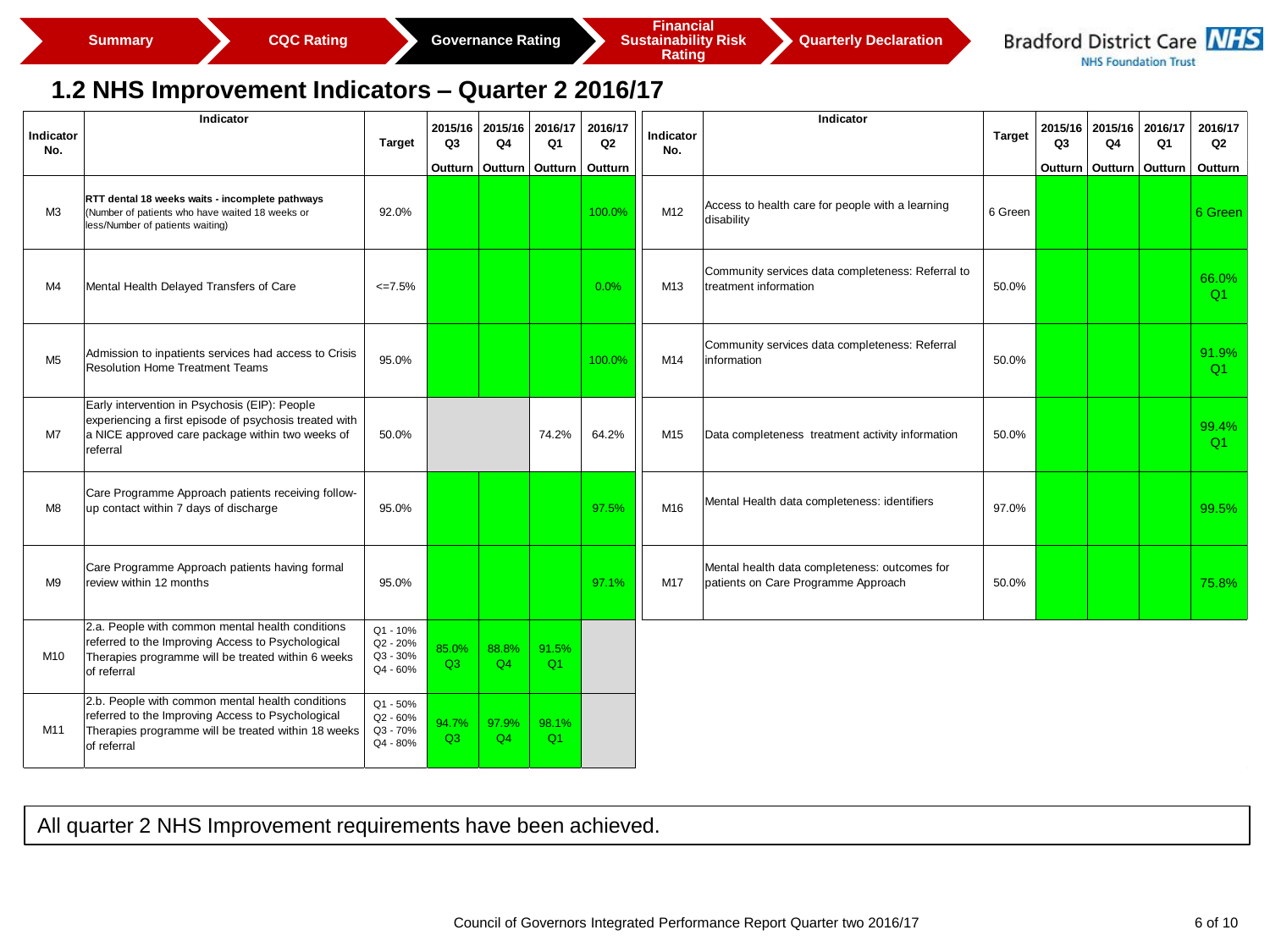Summary | CQC Rating | Governance Rating | Financial Sustainability Risk Rating | Quarterly Declaration

Bradford District Care NHS Foundation Trust

## 1.2 NHS Improvement Indicators – Quarter 2 2016/17

| Indicator No. | Indicator | Target | 2015/16 Q3 Outturn | 2015/16 Q4 Outturn | 2016/17 Q1 Outturn | 2016/17 Q2 Outturn |
|---|---|---|---|---|---|---|
| M3 | **RTT dental 18 weeks waits - incomplete pathways** (Number of patients who have waited 18 weeks or less/Number of patients waiting) | 92.0% | | | | 100.0% |
| M4 | Mental Health Delayed Transfers of Care | <=7.5% | | | | 0.0% |
| M5 | Admission to inpatients services had access to Crisis Resolution Home Treatment Teams | 95.0% | | | | 100.0% |
| M7 | Early intervention in Psychosis (EIP): People experiencing a first episode of psychosis treated with a NICE approved care package within two weeks of referral | 50.0% | | | 74.2% | 64.2% |
| M8 | Care Programme Approach patients receiving follow-up contact within 7 days of discharge | 95.0% | | | | 97.5% |
| M9 | Care Programme Approach patients having formal review within 12 months | 95.0% | | | | 97.1% |
| M10 | 2.a. People with common mental health conditions referred to the Improving Access to Psychological Therapies programme will be treated within 6 weeks of referral | Q1 - 10% Q2 - 20% Q3 - 30% Q4 - 60% | 85.0% Q3 | 88.8% Q4 | 91.5% Q1 | |
| M11 | 2.b. People with common mental health conditions referred to the Improving Access to Psychological Therapies programme will be treated within 18 weeks of referral | Q1 - 50% Q2 - 60% Q3 - 70% Q4 - 80% | 94.7% Q3 | 97.9% Q4 | 98.1% Q1 | |
| M12 | Access to health care for people with a learning disability | 6 Green | | | | 6 Green |
| M13 | Community services data completeness: Referral to treatment information | 50.0% | | | | 66.0% Q1 |
| M14 | Community services data completeness: Referral information | 50.0% | | | | 91.9% Q1 |
| M15 | Data completeness treatment activity information | 50.0% | | | | 99.4% Q1 |
| M16 | Mental Health data completeness: identifiers | 97.0% | | | | 99.5% |
| M17 | Mental health data completeness: outcomes for patients on Care Programme Approach | 50.0% | | | | 75.8% |

All quarter 2 NHS Improvement requirements have been achieved.

Council of Governors Integrated Performance Report Quarter two 2016/17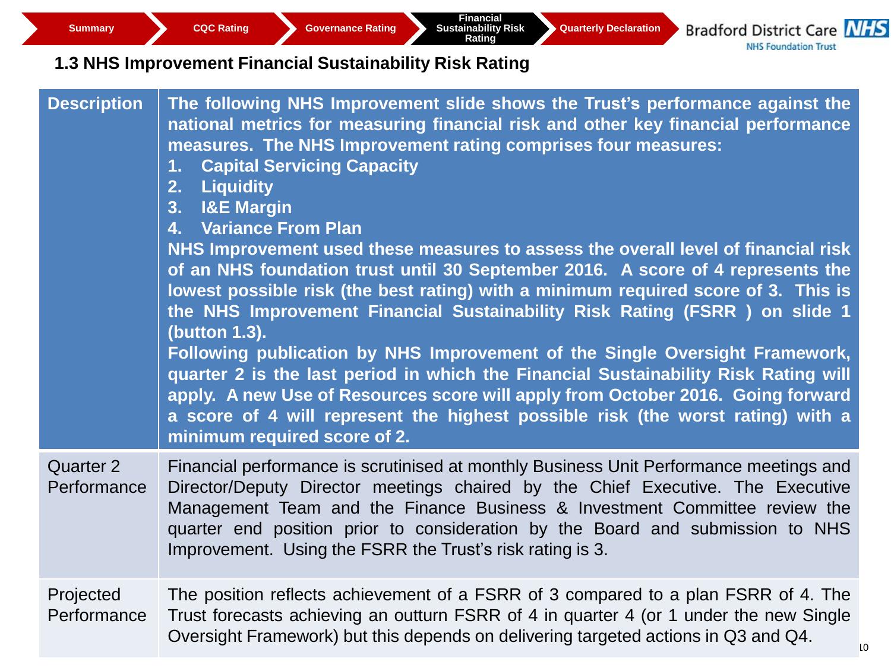Summary | CQC Rating | Governance Rating | Financial Sustainability Risk Rating | Quarterly Declaration

Bradford District Care NHS Foundation Trust

## 1.3 NHS Improvement Financial Sustainability Risk Rating

| | |
|---|---|
| **Description** | **The following NHS Improvement slide shows the Trust's performance against the national metrics for measuring financial risk and other key financial performance measures. The NHS Improvement rating comprises four measures:**<br>**1. Capital Servicing Capacity**<br>**2. Liquidity**<br>**3. I&E Margin**<br>**4. Variance From Plan**<br>**NHS Improvement used these measures to assess the overall level of financial risk of an NHS foundation trust until 30 September 2016. A score of 4 represents the lowest possible risk (the best rating) with a minimum required score of 3. This is the NHS Improvement Financial Sustainability Risk Rating (FSRR ) on slide 1 (button 1.3).**<br>**Following publication by NHS Improvement of the Single Oversight Framework, quarter 2 is the last period in which the Financial Sustainability Risk Rating will apply. A new Use of Resources score will apply from October 2016. Going forward a score of 4 will represent the highest possible risk (the worst rating) with a minimum required score of 2.** |
| Quarter 2 Performance | Financial performance is scrutinised at monthly Business Unit Performance meetings and Director/Deputy Director meetings chaired by the Chief Executive. The Executive Management Team and the Finance Business & Investment Committee review the quarter end position prior to consideration by the Board and submission to NHS Improvement. Using the FSRR the Trust's risk rating is 3. |
| Projected Performance | The position reflects achievement of a FSRR of 3 compared to a plan FSRR of 4. The Trust forecasts achieving an outturn FSRR of 4 in quarter 4 (or 1 under the new Single Oversight Framework) but this depends on delivering targeted actions in Q3 and Q4. |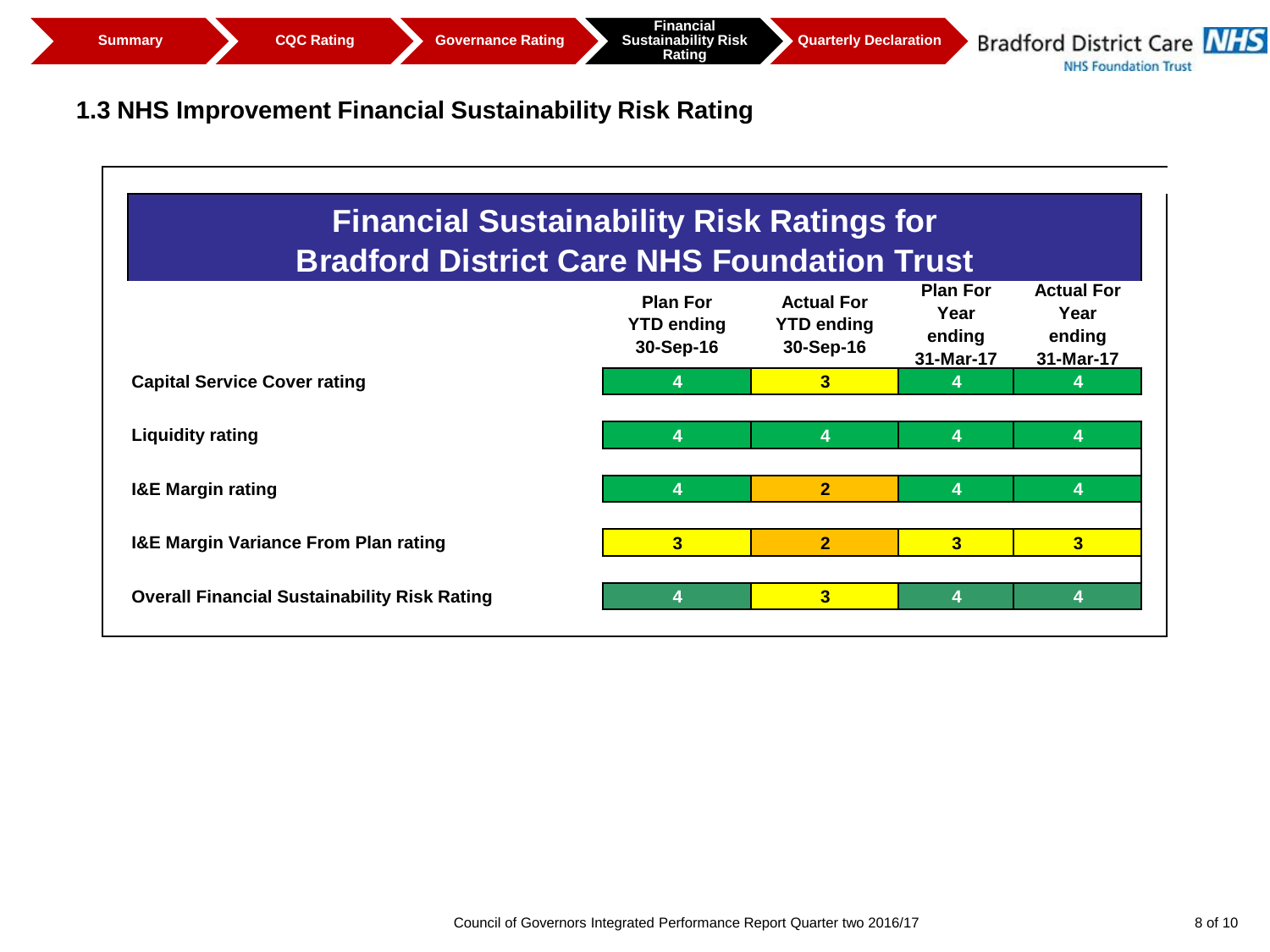## 1.3 NHS Improvement Financial Sustainability Risk Rating

### Financial Sustainability Risk Ratings for Bradford District Care NHS Foundation Trust

| | Plan For YTD ending 30-Sep-16 | Actual For YTD ending 30-Sep-16 | Plan For Year ending 31-Mar-17 | Actual For Year ending 31-Mar-17 |
|---|---|---|---|---|
| **Capital Service Cover rating** | 4 | 3 | 4 | 4 |
| **Liquidity rating** | 4 | 4 | 4 | 4 |
| **I&E Margin rating** | 4 | 2 | 4 | 4 |
| **I&E Margin Variance From Plan rating** | 3 | 2 | 3 | 3 |
| **Overall Financial Sustainability Risk Rating** | 4 | 3 | 4 | 4 |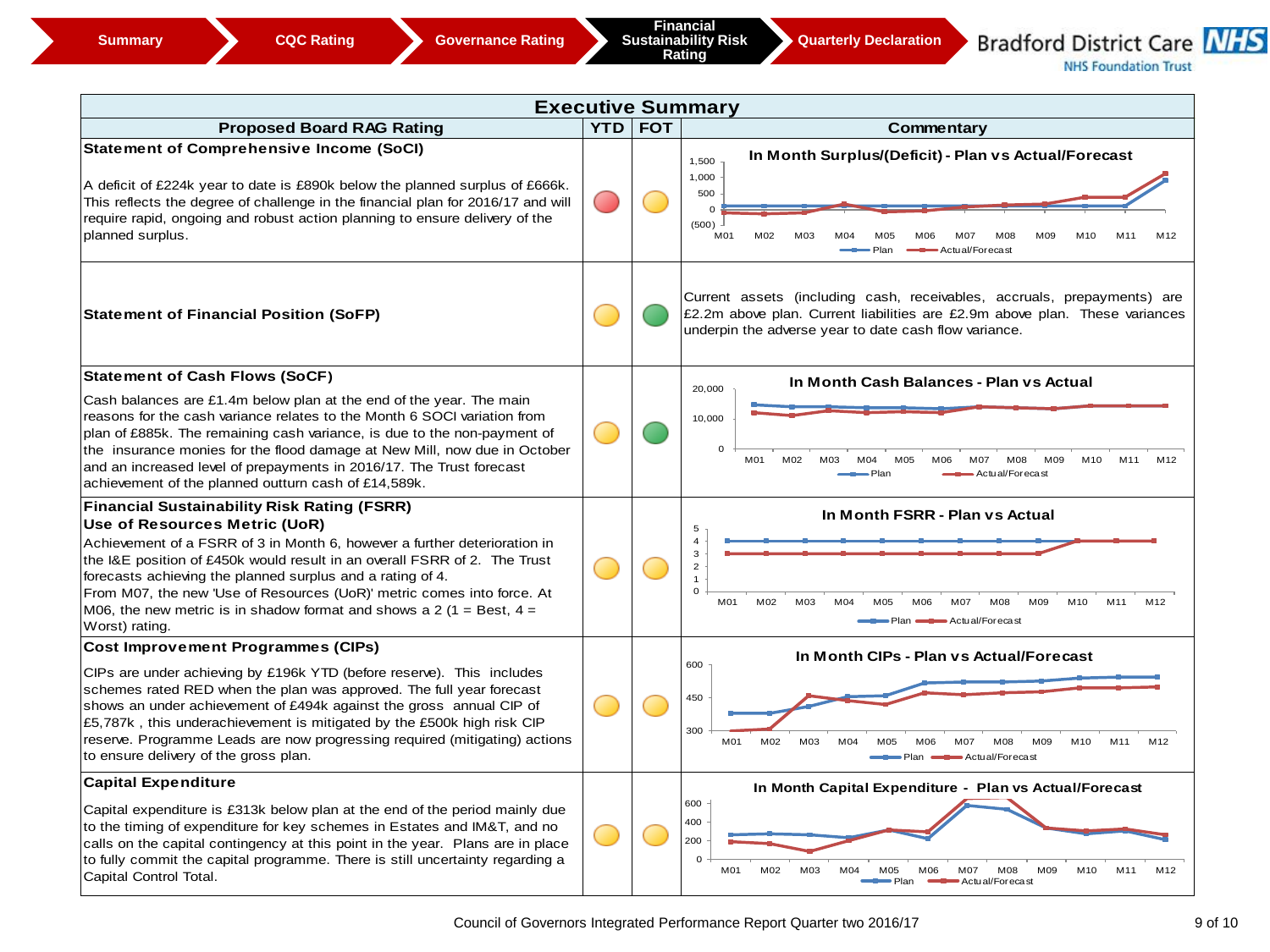Summary | CQC Rating | Governance Rating | Financial Sustainability Risk Rating | Quarterly Declaration

Bradford District Care NHS Foundation Trust

## Executive Summary

| Proposed Board RAG Rating | YTD | FOT | Commentary |
|---|---|---|---|
| **Statement of Comprehensive Income (SoCI)**<br><br>A deficit of £224k year to date is £890k below the planned surplus of £666k. This reflects the degree of challenge in the financial plan for 2016/17 and will require rapid, ongoing and robust action planning to ensure delivery of the planned surplus. | Red | Amber | In Month Surplus/(Deficit) - Plan vs Actual/Forecast |
| **Statement of Financial Position (SoFP)** | Amber | Green | Current assets (including cash, receivables, accruals, prepayments) are £2.2m above plan. Current liabilities are £2.9m above plan. These variances underpin the adverse year to date cash flow variance. |
| **Statement of Cash Flows (SoCF)**<br><br>Cash balances are £1.4m below plan at the end of the year. The main reasons for the cash variance relates to the Month 6 SOCI variation from plan of £885k. The remaining cash variance, is due to the non-payment of the insurance monies for the flood damage at New Mill, now due in October and an increased level of prepayments in 2016/17. The Trust forecast achievement of the planned outturn cash of £14,589k. | Amber | Green | In Month Cash Balances - Plan vs Actual |
| **Financial Sustainability Risk Rating (FSRR)**<br>**Use of Resources Metric (UoR)**<br>Achievement of a FSRR of 3 in Month 6, however a further deterioration in the I&E position of £450k would result in an overall FSRR of 2. The Trust forecasts achieving the planned surplus and a rating of 4.<br>From M07, the new 'Use of Resources (UoR)' metric comes into force. At M06, the new metric is in shadow format and shows a 2 (1 = Best, 4 = Worst) rating. | Amber | Amber | In Month FSRR - Plan vs Actual |
| **Cost Improvement Programmes (CIPs)**<br><br>CIPs are under achieving by £196k YTD (before reserve). This includes schemes rated RED when the plan was approved. The full year forecast shows an under achievement of £494k against the gross annual CIP of £5,787k , this underachievement is mitigated by the £500k high risk CIP reserve. Programme Leads are now progressing required (mitigating) actions to ensure delivery of the gross plan. | Amber | Amber | In Month CIPs - Plan vs Actual/Forecast |
| **Capital Expenditure**<br><br>Capital expenditure is £313k below plan at the end of the period mainly due to the timing of expenditure for key schemes in Estates and IM&T, and no calls on the capital contingency at this point in the year. Plans are in place to fully commit the capital programme. There is still uncertainty regarding a Capital Control Total. | Amber | Amber | In Month Capital Expenditure - Plan vs Actual/Forecast |

Council of Governors Integrated Performance Report Quarter two 2016/17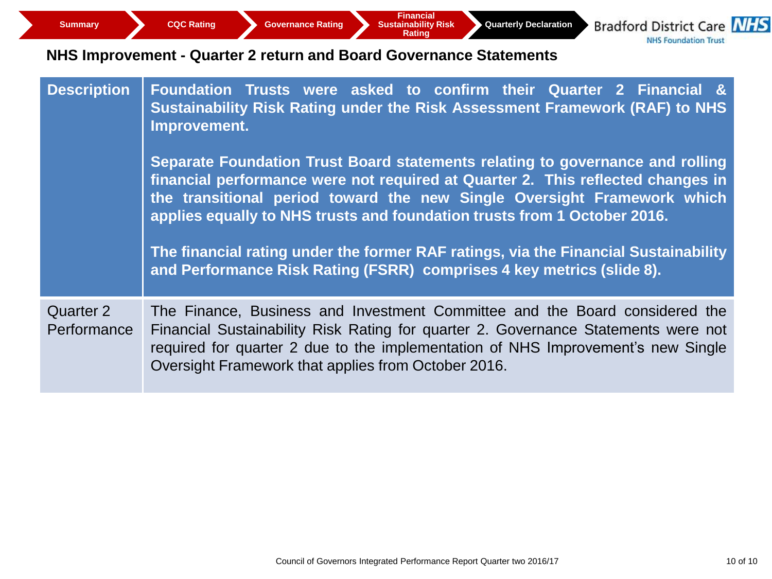Summary | CQC Rating | Governance Rating | Financial Sustainability Risk Rating | Quarterly Declaration

Bradford District Care NHS Foundation Trust

## NHS Improvement - Quarter 2 return and Board Governance Statements

| | |
|---|---|
| **Description** | **Foundation Trusts were asked to confirm their Quarter 2 Financial & Sustainability Risk Rating under the Risk Assessment Framework (RAF) to NHS Improvement.**<br><br>**Separate Foundation Trust Board statements relating to governance and rolling financial performance were not required at Quarter 2. This reflected changes in the transitional period toward the new Single Oversight Framework which applies equally to NHS trusts and foundation trusts from 1 October 2016.**<br><br>**The financial rating under the former RAF ratings, via the Financial Sustainability and Performance Risk Rating (FSRR) comprises 4 key metrics (slide 8).** |
| Quarter 2 Performance | The Finance, Business and Investment Committee and the Board considered the Financial Sustainability Risk Rating for quarter 2. Governance Statements were not required for quarter 2 due to the implementation of NHS Improvement's new Single Oversight Framework that applies from October 2016. |

Council of Governors Integrated Performance Report Quarter two 2016/17